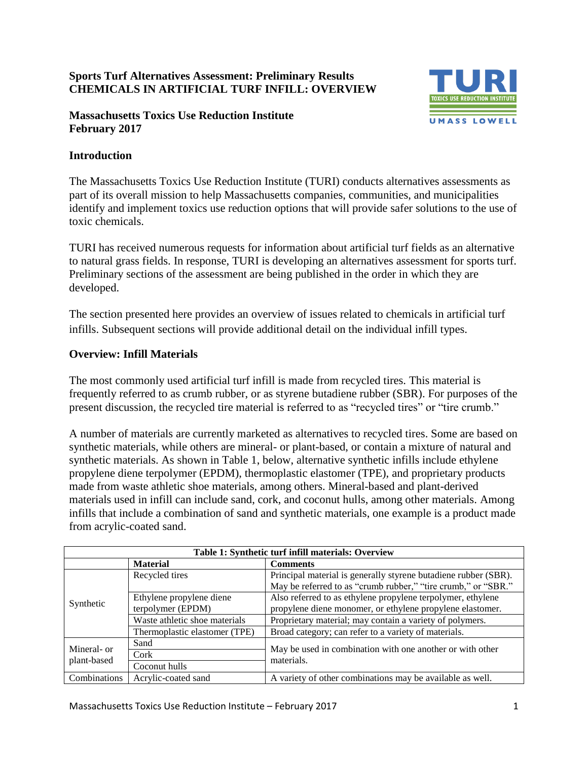**Sports Turf Alternatives Assessment: Preliminary Results**
**CHEMICALS IN ARTIFICIAL TURF INFILL: OVERVIEW**

**Massachusetts Toxics Use Reduction Institute**
**February 2017**

## Introduction

The Massachusetts Toxics Use Reduction Institute (TURI) conducts alternatives assessments as part of its overall mission to help Massachusetts companies, communities, and municipalities identify and implement toxics use reduction options that will provide safer solutions to the use of toxic chemicals.

TURI has received numerous requests for information about artificial turf fields as an alternative to natural grass fields. In response, TURI is developing an alternatives assessment for sports turf. Preliminary sections of the assessment are being published in the order in which they are developed.

The section presented here provides an overview of issues related to chemicals in artificial turf infills. Subsequent sections will provide additional detail on the individual infill types.

## Overview: Infill Materials

The most commonly used artificial turf infill is made from recycled tires. This material is frequently referred to as crumb rubber, or as styrene butadiene rubber (SBR). For purposes of the present discussion, the recycled tire material is referred to as "recycled tires" or "tire crumb."

A number of materials are currently marketed as alternatives to recycled tires. Some are based on synthetic materials, while others are mineral- or plant-based, or contain a mixture of natural and synthetic materials. As shown in Table 1, below, alternative synthetic infills include ethylene propylene diene terpolymer (EPDM), thermoplastic elastomer (TPE), and proprietary products made from waste athletic shoe materials, among others. Mineral-based and plant-derived materials used in infill can include sand, cork, and coconut hulls, among other materials. Among infills that include a combination of sand and synthetic materials, one example is a product made from acrylic-coated sand.

**Table 1: Synthetic turf infill materials: Overview**

| | **Material** | **Comments** |
|---|---|---|
| Synthetic | Recycled tires | Principal material is generally styrene butadiene rubber (SBR). May be referred to as "crumb rubber," "tire crumb," or "SBR." |
| | Ethylene propylene diene terpolymer (EPDM) | Also referred to as ethylene propylene terpolymer, ethylene propylene diene monomer, or ethylene propylene elastomer. |
| | Waste athletic shoe materials | Proprietary material; may contain a variety of polymers. |
| | Thermoplastic elastomer (TPE) | Broad category; can refer to a variety of materials. |
| Mineral- or plant-based | Sand | May be used in combination with one another or with other materials. |
| | Cork | |
| | Coconut hulls | |
| Combinations | Acrylic-coated sand | A variety of other combinations may be available as well. |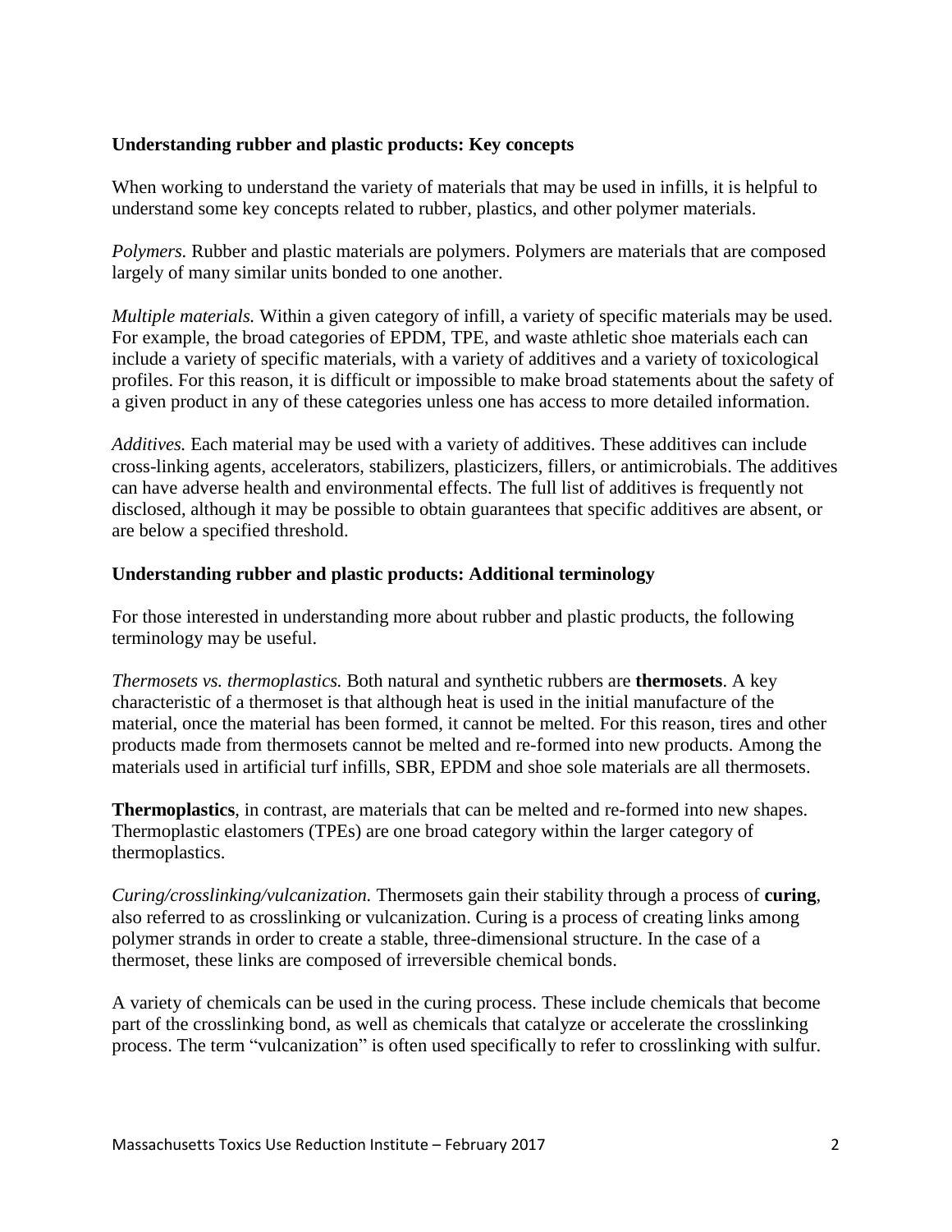**Understanding rubber and plastic products: Key concepts**

When working to understand the variety of materials that may be used in infills, it is helpful to understand some key concepts related to rubber, plastics, and other polymer materials.

*Polymers.* Rubber and plastic materials are polymers. Polymers are materials that are composed largely of many similar units bonded to one another.

*Multiple materials.* Within a given category of infill, a variety of specific materials may be used. For example, the broad categories of EPDM, TPE, and waste athletic shoe materials each can include a variety of specific materials, with a variety of additives and a variety of toxicological profiles. For this reason, it is difficult or impossible to make broad statements about the safety of a given product in any of these categories unless one has access to more detailed information.

*Additives.* Each material may be used with a variety of additives. These additives can include cross-linking agents, accelerators, stabilizers, plasticizers, fillers, or antimicrobials. The additives can have adverse health and environmental effects. The full list of additives is frequently not disclosed, although it may be possible to obtain guarantees that specific additives are absent, or are below a specified threshold.

**Understanding rubber and plastic products: Additional terminology**

For those interested in understanding more about rubber and plastic products, the following terminology may be useful.

*Thermosets vs. thermoplastics.* Both natural and synthetic rubbers are **thermosets**. A key characteristic of a thermoset is that although heat is used in the initial manufacture of the material, once the material has been formed, it cannot be melted. For this reason, tires and other products made from thermosets cannot be melted and re-formed into new products. Among the materials used in artificial turf infills, SBR, EPDM and shoe sole materials are all thermosets.

**Thermoplastics**, in contrast, are materials that can be melted and re-formed into new shapes. Thermoplastic elastomers (TPEs) are one broad category within the larger category of thermoplastics.

*Curing/crosslinking/vulcanization.* Thermosets gain their stability through a process of **curing**, also referred to as crosslinking or vulcanization. Curing is a process of creating links among polymer strands in order to create a stable, three-dimensional structure. In the case of a thermoset, these links are composed of irreversible chemical bonds.

A variety of chemicals can be used in the curing process. These include chemicals that become part of the crosslinking bond, as well as chemicals that catalyze or accelerate the crosslinking process. The term "vulcanization" is often used specifically to refer to crosslinking with sulfur.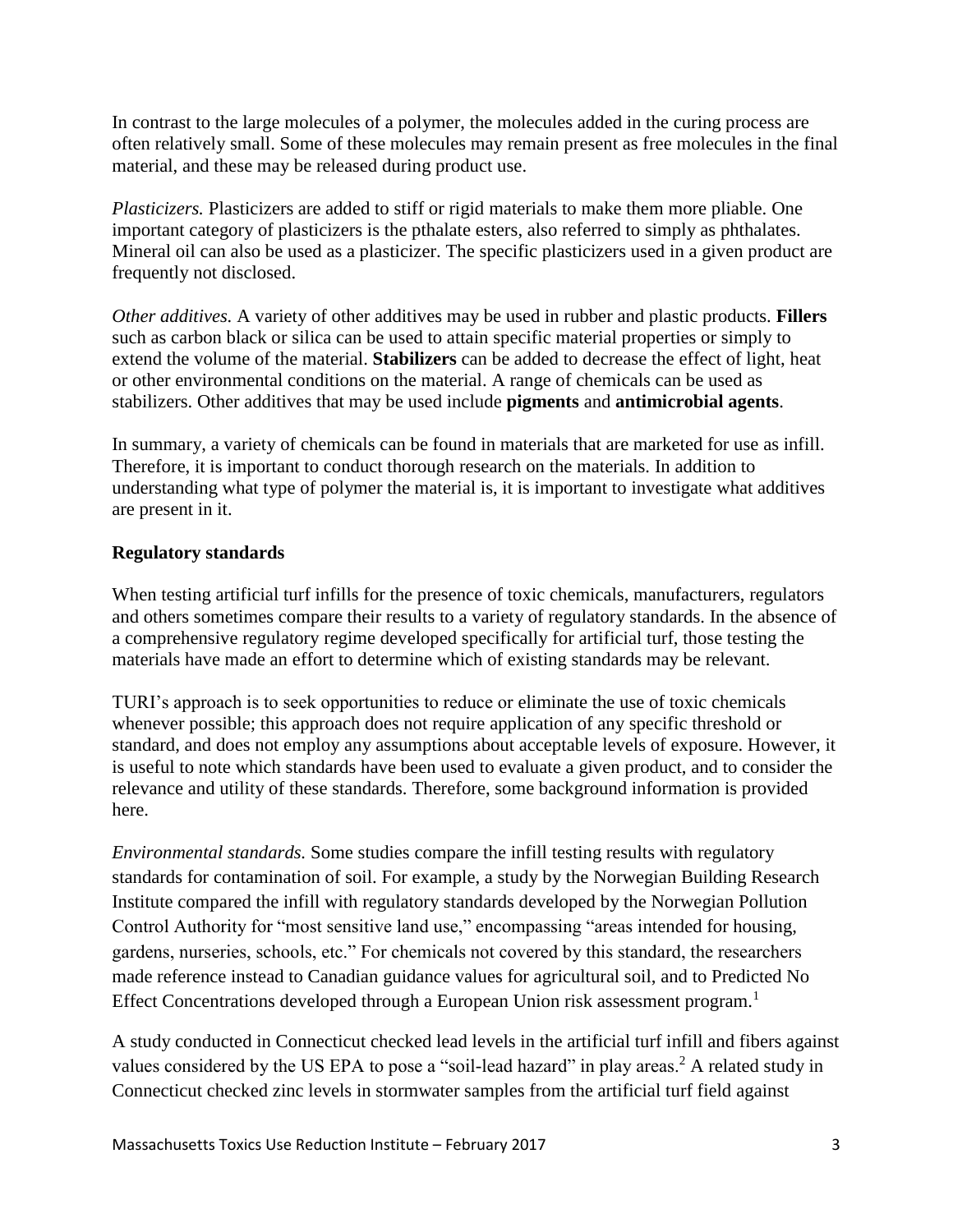In contrast to the large molecules of a polymer, the molecules added in the curing process are often relatively small. Some of these molecules may remain present as free molecules in the final material, and these may be released during product use.

*Plasticizers.* Plasticizers are added to stiff or rigid materials to make them more pliable. One important category of plasticizers is the pthalate esters, also referred to simply as phthalates. Mineral oil can also be used as a plasticizer. The specific plasticizers used in a given product are frequently not disclosed.

*Other additives.* A variety of other additives may be used in rubber and plastic products. **Fillers** such as carbon black or silica can be used to attain specific material properties or simply to extend the volume of the material. **Stabilizers** can be added to decrease the effect of light, heat or other environmental conditions on the material. A range of chemicals can be used as stabilizers. Other additives that may be used include **pigments** and **antimicrobial agents**.

In summary, a variety of chemicals can be found in materials that are marketed for use as infill. Therefore, it is important to conduct thorough research on the materials. In addition to understanding what type of polymer the material is, it is important to investigate what additives are present in it.

### Regulatory standards

When testing artificial turf infills for the presence of toxic chemicals, manufacturers, regulators and others sometimes compare their results to a variety of regulatory standards. In the absence of a comprehensive regulatory regime developed specifically for artificial turf, those testing the materials have made an effort to determine which of existing standards may be relevant.

TURI's approach is to seek opportunities to reduce or eliminate the use of toxic chemicals whenever possible; this approach does not require application of any specific threshold or standard, and does not employ any assumptions about acceptable levels of exposure. However, it is useful to note which standards have been used to evaluate a given product, and to consider the relevance and utility of these standards. Therefore, some background information is provided here.

*Environmental standards.* Some studies compare the infill testing results with regulatory standards for contamination of soil. For example, a study by the Norwegian Building Research Institute compared the infill with regulatory standards developed by the Norwegian Pollution Control Authority for "most sensitive land use," encompassing "areas intended for housing, gardens, nurseries, schools, etc." For chemicals not covered by this standard, the researchers made reference instead to Canadian guidance values for agricultural soil, and to Predicted No Effect Concentrations developed through a European Union risk assessment program.[1]

A study conducted in Connecticut checked lead levels in the artificial turf infill and fibers against values considered by the US EPA to pose a "soil-lead hazard" in play areas.[2] A related study in Connecticut checked zinc levels in stormwater samples from the artificial turf field against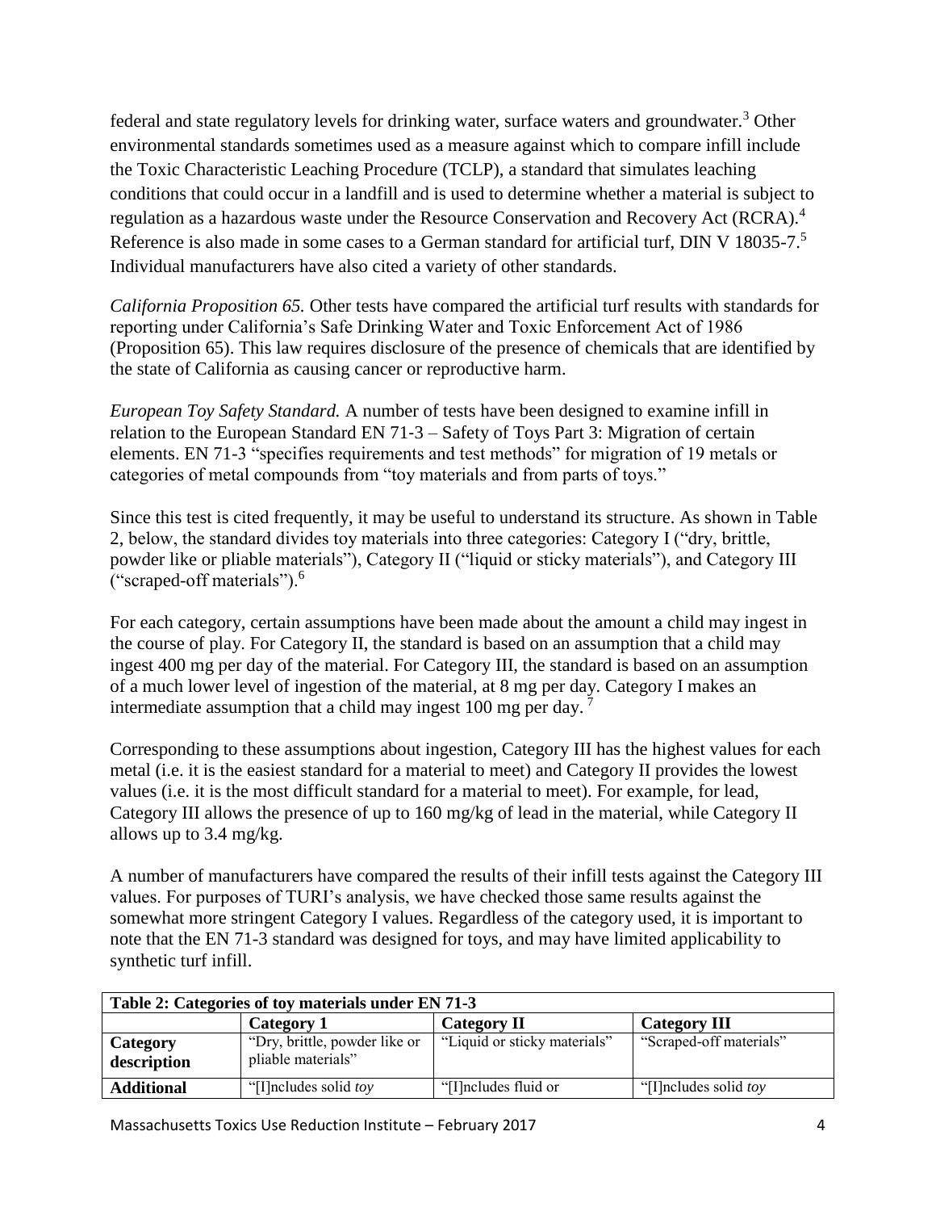federal and state regulatory levels for drinking water, surface waters and groundwater.[3] Other environmental standards sometimes used as a measure against which to compare infill include the Toxic Characteristic Leaching Procedure (TCLP), a standard that simulates leaching conditions that could occur in a landfill and is used to determine whether a material is subject to regulation as a hazardous waste under the Resource Conservation and Recovery Act (RCRA).[4] Reference is also made in some cases to a German standard for artificial turf, DIN V 18035-7.[5] Individual manufacturers have also cited a variety of other standards.

*California Proposition 65.* Other tests have compared the artificial turf results with standards for reporting under California's Safe Drinking Water and Toxic Enforcement Act of 1986 (Proposition 65). This law requires disclosure of the presence of chemicals that are identified by the state of California as causing cancer or reproductive harm.

*European Toy Safety Standard.* A number of tests have been designed to examine infill in relation to the European Standard EN 71-3 – Safety of Toys Part 3: Migration of certain elements. EN 71-3 "specifies requirements and test methods" for migration of 19 metals or categories of metal compounds from "toy materials and from parts of toys."

Since this test is cited frequently, it may be useful to understand its structure. As shown in Table 2, below, the standard divides toy materials into three categories: Category I ("dry, brittle, powder like or pliable materials"), Category II ("liquid or sticky materials"), and Category III ("scraped-off materials").[6]

For each category, certain assumptions have been made about the amount a child may ingest in the course of play. For Category II, the standard is based on an assumption that a child may ingest 400 mg per day of the material. For Category III, the standard is based on an assumption of a much lower level of ingestion of the material, at 8 mg per day. Category I makes an intermediate assumption that a child may ingest 100 mg per day.[7]

Corresponding to these assumptions about ingestion, Category III has the highest values for each metal (i.e. it is the easiest standard for a material to meet) and Category II provides the lowest values (i.e. it is the most difficult standard for a material to meet). For example, for lead, Category III allows the presence of up to 160 mg/kg of lead in the material, while Category II allows up to 3.4 mg/kg.

A number of manufacturers have compared the results of their infill tests against the Category III values. For purposes of TURI's analysis, we have checked those same results against the somewhat more stringent Category I values. Regardless of the category used, it is important to note that the EN 71-3 standard was designed for toys, and may have limited applicability to synthetic turf infill.

| Table 2: Categories of toy materials under EN 71-3 | | | |
|---|---|---|---|
| | **Category 1** | **Category II** | **Category III** |
| **Category description** | "Dry, brittle, powder like or pliable materials" | "Liquid or sticky materials" | "Scraped-off materials" |
| **Additional** | "[I]ncludes solid *toy* | "[I]ncludes fluid or | "[I]ncludes solid *toy* |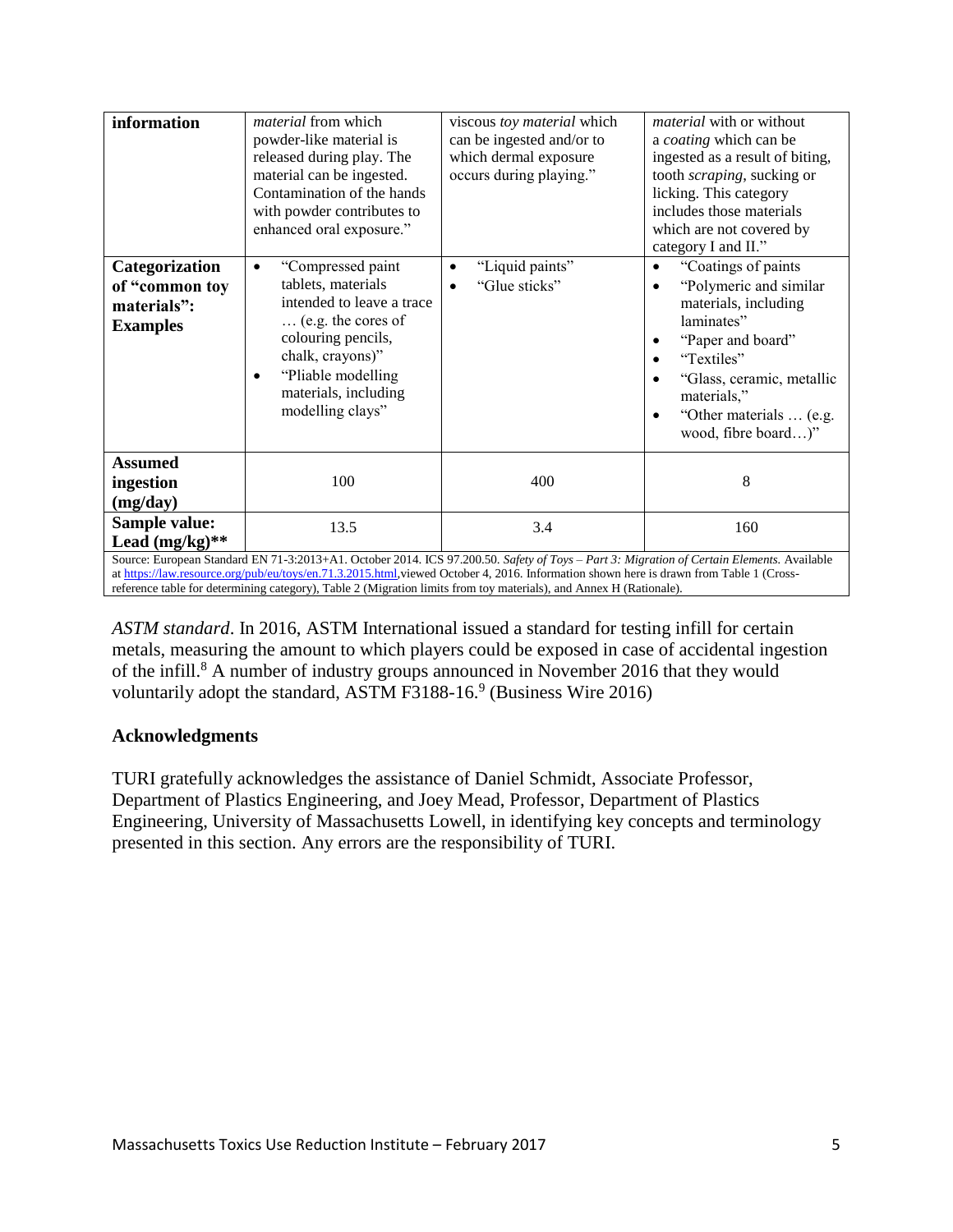| **information** | *material* from which powder-like material is released during play. The material can be ingested. Contamination of the hands with powder contributes to enhanced oral exposure." | viscous *toy material* which can be ingested and/or to which dermal exposure occurs during playing." | *material* with or without a *coating* which can be ingested as a result of biting, tooth *scraping*, sucking or licking. This category includes those materials which are not covered by category I and II." |
|---|---|---|---|
| **Categorization of "common toy materials": Examples** | • "Compressed paint tablets, materials intended to leave a trace … (e.g. the cores of colouring pencils, chalk, crayons)" <br> • "Pliable modelling materials, including modelling clays" | • "Liquid paints" <br> • "Glue sticks" | • "Coatings of paints <br> • "Polymeric and similar materials, including laminates" <br> • "Paper and board" <br> • "Textiles" <br> • "Glass, ceramic, metallic materials," <br> • "Other materials … (e.g. wood, fibre board…)" |
| **Assumed ingestion (mg/day)** | 100 | 400 | 8 |
| **Sample value: Lead (mg/kg)\*\*** | 13.5 | 3.4 | 160 |

Source: European Standard EN 71-3:2013+A1. October 2014. ICS 97.200.50. *Safety of Toys – Part 3: Migration of Certain Elements.* Available at https://law.resource.org/pub/eu/toys/en.71.3.2015.html, viewed October 4, 2016. Information shown here is drawn from Table 1 (Cross-reference table for determining category), Table 2 (Migration limits from toy materials), and Annex H (Rationale).

*ASTM standard*. In 2016, ASTM International issued a standard for testing infill for certain metals, measuring the amount to which players could be exposed in case of accidental ingestion of the infill.[8] A number of industry groups announced in November 2016 that they would voluntarily adopt the standard, ASTM F3188-16.[9] (Business Wire 2016)

## Acknowledgments

TURI gratefully acknowledges the assistance of Daniel Schmidt, Associate Professor, Department of Plastics Engineering, and Joey Mead, Professor, Department of Plastics Engineering, University of Massachusetts Lowell, in identifying key concepts and terminology presented in this section. Any errors are the responsibility of TURI.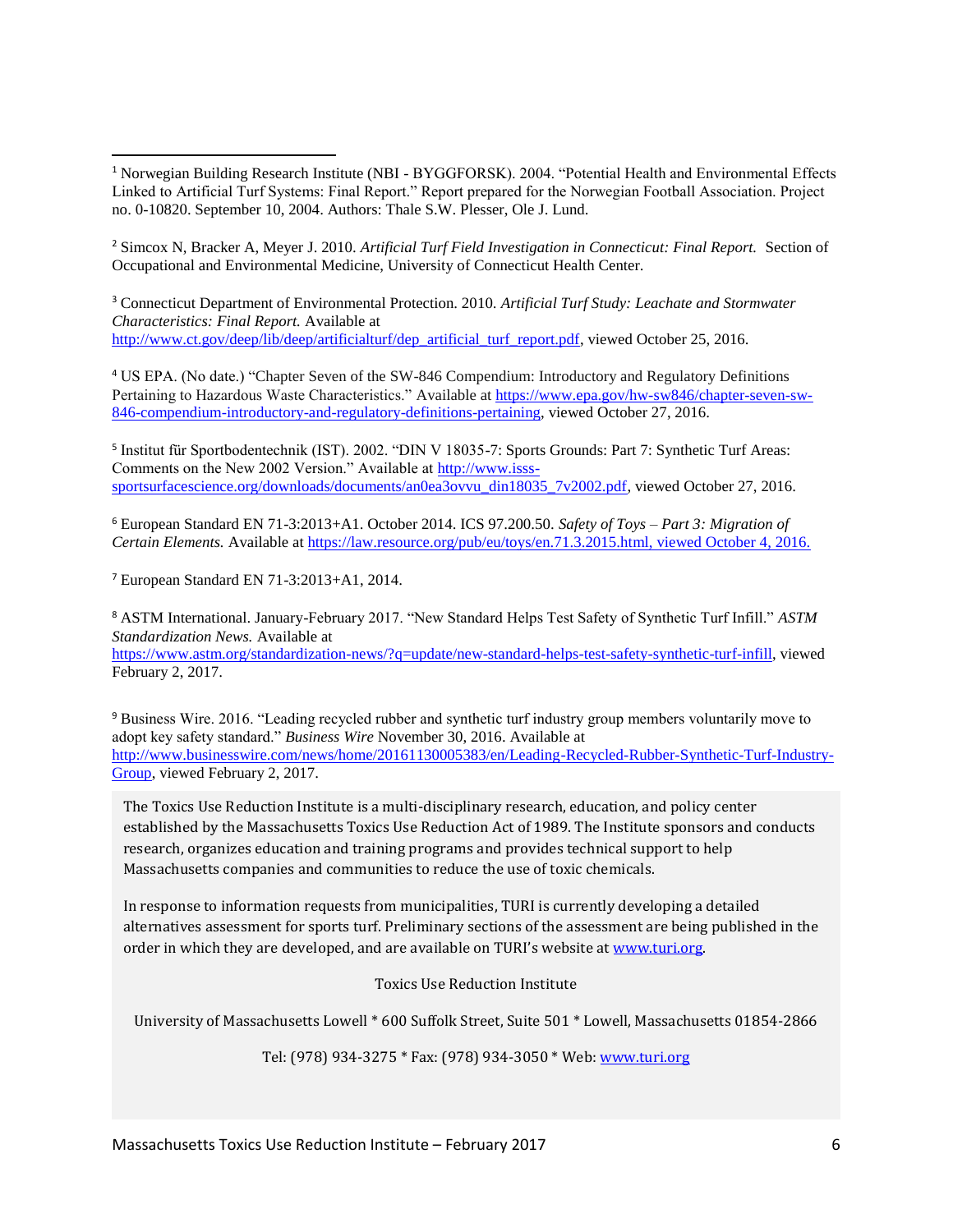[1] Norwegian Building Research Institute (NBI - BYGGFORSK). 2004. "Potential Health and Environmental Effects Linked to Artificial Turf Systems: Final Report." Report prepared for the Norwegian Football Association. Project no. 0-10820. September 10, 2004. Authors: Thale S.W. Plesser, Ole J. Lund.

[2] Simcox N, Bracker A, Meyer J. 2010. *Artificial Turf Field Investigation in Connecticut: Final Report.* Section of Occupational and Environmental Medicine, University of Connecticut Health Center.

[3] Connecticut Department of Environmental Protection. 2010. *Artificial Turf Study: Leachate and Stormwater Characteristics: Final Report.* Available at http://www.ct.gov/deep/lib/deep/artificialturf/dep_artificial_turf_report.pdf, viewed October 25, 2016.

[4] US EPA. (No date.) "Chapter Seven of the SW-846 Compendium: Introductory and Regulatory Definitions Pertaining to Hazardous Waste Characteristics." Available at https://www.epa.gov/hw-sw846/chapter-seven-sw-846-compendium-introductory-and-regulatory-definitions-pertaining, viewed October 27, 2016.

[5] Institut für Sportbodentechnik (IST). 2002. "DIN V 18035-7: Sports Grounds: Part 7: Synthetic Turf Areas: Comments on the New 2002 Version." Available at http://www.isss-sportsurfacescience.org/downloads/documents/an0ea3ovvu_din18035_7v2002.pdf, viewed October 27, 2016.

[6] European Standard EN 71-3:2013+A1. October 2014. ICS 97.200.50. *Safety of Toys – Part 3: Migration of Certain Elements.* Available at https://law.resource.org/pub/eu/toys/en.71.3.2015.html, viewed October 4, 2016.

[7] European Standard EN 71-3:2013+A1, 2014.

[8] ASTM International. January-February 2017. "New Standard Helps Test Safety of Synthetic Turf Infill." *ASTM Standardization News.* Available at https://www.astm.org/standardization-news/?q=update/new-standard-helps-test-safety-synthetic-turf-infill, viewed February 2, 2017.

[9] Business Wire. 2016. "Leading recycled rubber and synthetic turf industry group members voluntarily move to adopt key safety standard." *Business Wire* November 30, 2016. Available at http://www.businesswire.com/news/home/20161130005383/en/Leading-Recycled-Rubber-Synthetic-Turf-Industry-Group, viewed February 2, 2017.

The Toxics Use Reduction Institute is a multi-disciplinary research, education, and policy center established by the Massachusetts Toxics Use Reduction Act of 1989. The Institute sponsors and conducts research, organizes education and training programs and provides technical support to help Massachusetts companies and communities to reduce the use of toxic chemicals.

In response to information requests from municipalities, TURI is currently developing a detailed alternatives assessment for sports turf. Preliminary sections of the assessment are being published in the order in which they are developed, and are available on TURI's website at www.turi.org.

Toxics Use Reduction Institute

University of Massachusetts Lowell * 600 Suffolk Street, Suite 501 * Lowell, Massachusetts 01854-2866

Tel: (978) 934-3275 * Fax: (978) 934-3050 * Web: www.turi.org